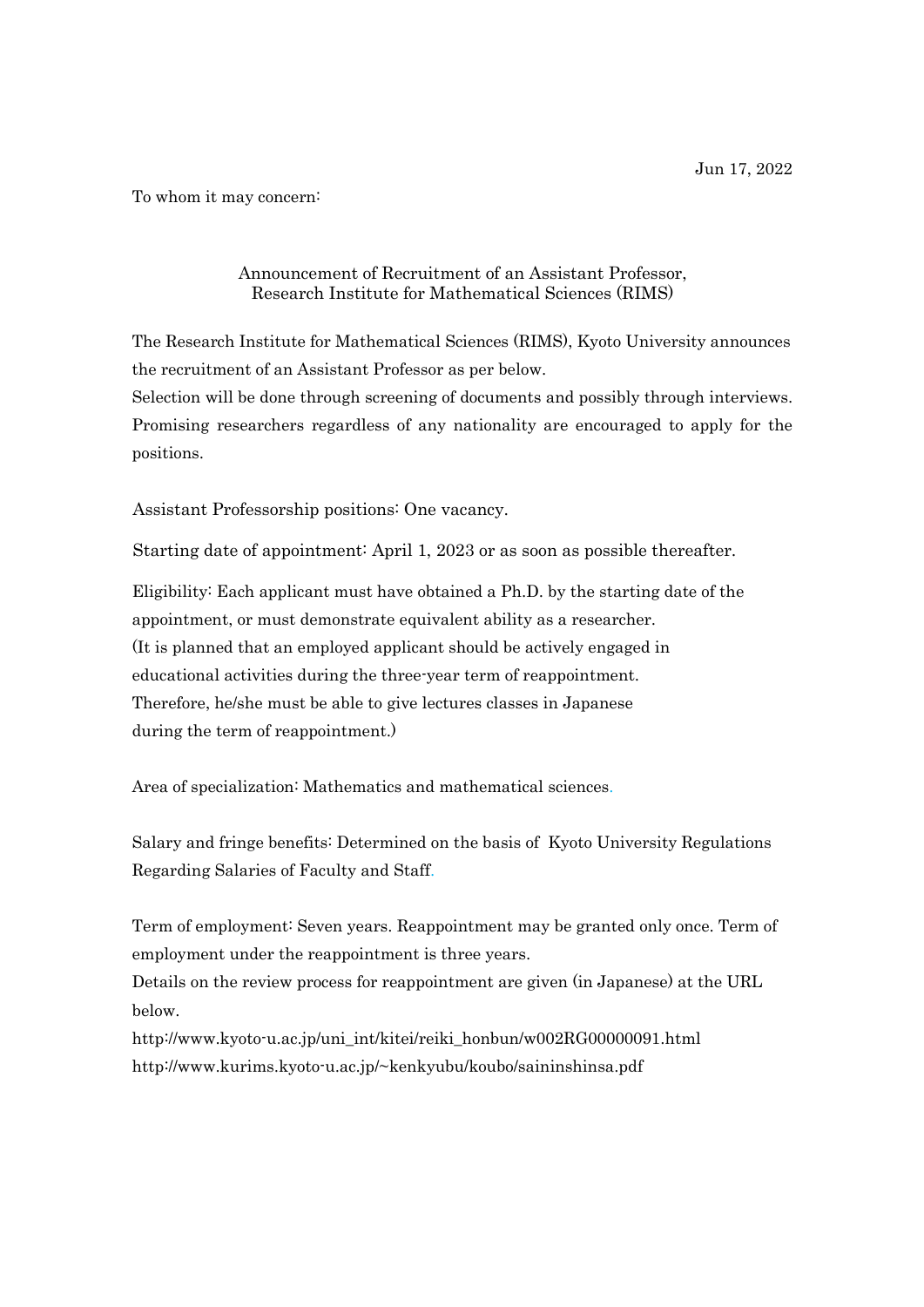Jun 17, 2022

To whom it may concern:

## Announcement of Recruitment of an Assistant Professor, Research Institute for Mathematical Sciences (RIMS)

The Research Institute for Mathematical Sciences (RIMS), Kyoto University announces the recruitment of an Assistant Professor as per below.
Selection will be done through screening of documents and possibly through interviews. Promising researchers regardless of any nationality are encouraged to apply for the positions.

Assistant Professorship positions: One vacancy.

Starting date of appointment: April 1, 2023 or as soon as possible thereafter.

Eligibility: Each applicant must have obtained a Ph.D. by the starting date of the appointment, or must demonstrate equivalent ability as a researcher.
(It is planned that an employed applicant should be actively engaged in educational activities during the three-year term of reappointment. Therefore, he/she must be able to give lectures classes in Japanese during the term of reappointment.)

Area of specialization: Mathematics and mathematical sciences.

Salary and fringe benefits: Determined on the basis of Kyoto University Regulations Regarding Salaries of Faculty and Staff.

Term of employment: Seven years. Reappointment may be granted only once. Term of employment under the reappointment is three years.
Details on the review process for reappointment are given (in Japanese) at the URL below.
http://www.kyoto-u.ac.jp/uni_int/kitei/reiki_honbun/w002RG00000091.html
http://www.kurims.kyoto-u.ac.jp/~kenkyubu/koubo/saininshinsa.pdf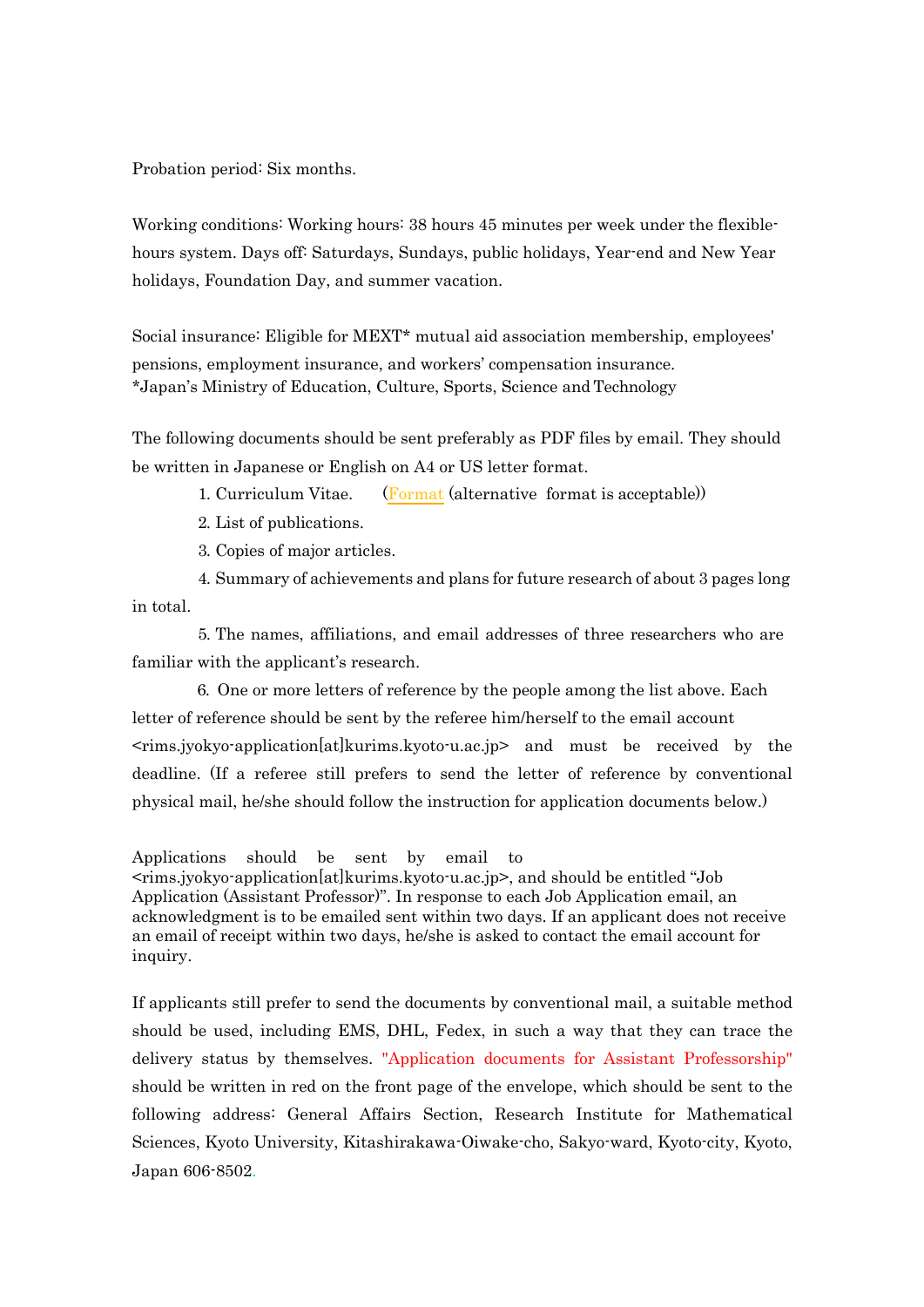Probation period: Six months.

Working conditions: Working hours: 38 hours 45 minutes per week under the flexible-hours system. Days off: Saturdays, Sundays, public holidays, Year-end and New Year holidays, Foundation Day, and summer vacation.

Social insurance: Eligible for MEXT* mutual aid association membership, employees' pensions, employment insurance, and workers' compensation insurance.
*Japan's Ministry of Education, Culture, Sports, Science and Technology

The following documents should be sent preferably as PDF files by email. They should be written in Japanese or English on A4 or US letter format.

1. Curriculum Vitae. (Format (alternative format is acceptable))
2. List of publications.
3. Copies of major articles.
4. Summary of achievements and plans for future research of about 3 pages long in total.
5. The names, affiliations, and email addresses of three researchers who are familiar with the applicant's research.
6. One or more letters of reference by the people among the list above. Each letter of reference should be sent by the referee him/herself to the email account <rims.jyokyo-application[at]kurims.kyoto-u.ac.jp> and must be received by the deadline. (If a referee still prefers to send the letter of reference by conventional physical mail, he/she should follow the instruction for application documents below.)

Applications should be sent by email to <rims.jyokyo-application[at]kurims.kyoto-u.ac.jp>, and should be entitled "Job Application (Assistant Professor)". In response to each Job Application email, an acknowledgment is to be emailed sent within two days. If an applicant does not receive an email of receipt within two days, he/she is asked to contact the email account for inquiry.

If applicants still prefer to send the documents by conventional mail, a suitable method should be used, including EMS, DHL, Fedex, in such a way that they can trace the delivery status by themselves. "Application documents for Assistant Professorship" should be written in red on the front page of the envelope, which should be sent to the following address: General Affairs Section, Research Institute for Mathematical Sciences, Kyoto University, Kitashirakawa-Oiwake-cho, Sakyo-ward, Kyoto-city, Kyoto, Japan 606-8502.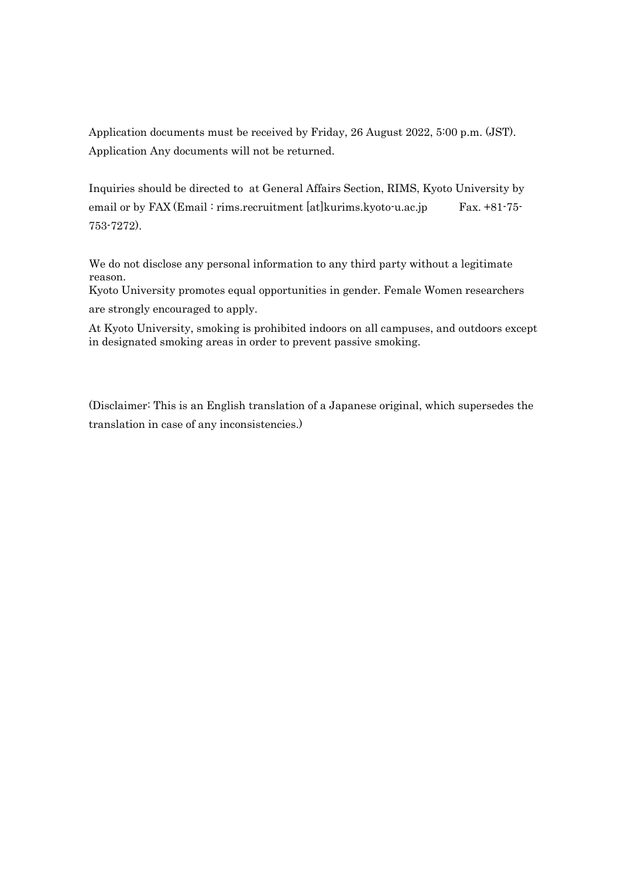Application documents must be received by Friday, 26 August 2022, 5:00 p.m. (JST). Application Any documents will not be returned.

Inquiries should be directed to at General Affairs Section, RIMS, Kyoto University by email or by FAX (Email : rims.recruitment [at]kurims.kyoto-u.ac.jp Fax. +81-75-753-7272).

We do not disclose any personal information to any third party without a legitimate reason.
Kyoto University promotes equal opportunities in gender. Female Women researchers are strongly encouraged to apply.

At Kyoto University, smoking is prohibited indoors on all campuses, and outdoors except in designated smoking areas in order to prevent passive smoking.

(Disclaimer: This is an English translation of a Japanese original, which supersedes the translation in case of any inconsistencies.)